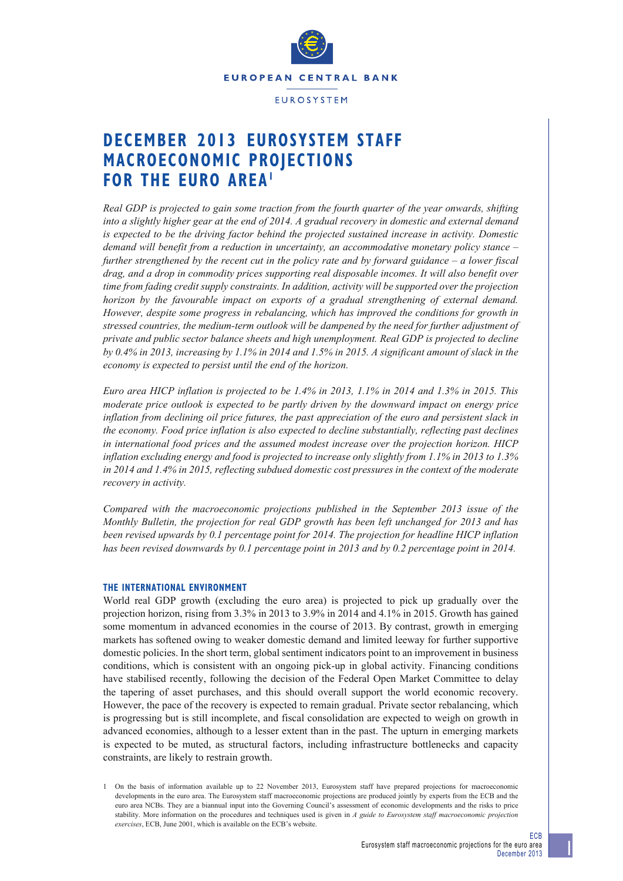# DECEMBER 2013 EUROSYSTEM STAFF MACROECONOMIC PROJECTIONS FOR THE EURO AREA[1]

*Real GDP is projected to gain some traction from the fourth quarter of the year onwards, shifting into a slightly higher gear at the end of 2014. A gradual recovery in domestic and external demand is expected to be the driving factor behind the projected sustained increase in activity. Domestic demand will benefit from a reduction in uncertainty, an accommodative monetary policy stance – further strengthened by the recent cut in the policy rate and by forward guidance – a lower fiscal drag, and a drop in commodity prices supporting real disposable incomes. It will also benefit over time from fading credit supply constraints. In addition, activity will be supported over the projection horizon by the favourable impact on exports of a gradual strengthening of external demand. However, despite some progress in rebalancing, which has improved the conditions for growth in stressed countries, the medium-term outlook will be dampened by the need for further adjustment of private and public sector balance sheets and high unemployment. Real GDP is projected to decline by 0.4% in 2013, increasing by 1.1% in 2014 and 1.5% in 2015. A significant amount of slack in the economy is expected to persist until the end of the horizon.*

*Euro area HICP inflation is projected to be 1.4% in 2013, 1.1% in 2014 and 1.3% in 2015. This moderate price outlook is expected to be partly driven by the downward impact on energy price inflation from declining oil price futures, the past appreciation of the euro and persistent slack in the economy. Food price inflation is also expected to decline substantially, reflecting past declines in international food prices and the assumed modest increase over the projection horizon. HICP inflation excluding energy and food is projected to increase only slightly from 1.1% in 2013 to 1.3% in 2014 and 1.4% in 2015, reflecting subdued domestic cost pressures in the context of the moderate recovery in activity.*

*Compared with the macroeconomic projections published in the September 2013 issue of the Monthly Bulletin, the projection for real GDP growth has been left unchanged for 2013 and has been revised upwards by 0.1 percentage point for 2014. The projection for headline HICP inflation has been revised downwards by 0.1 percentage point in 2013 and by 0.2 percentage point in 2014.*

### THE INTERNATIONAL ENVIRONMENT

World real GDP growth (excluding the euro area) is projected to pick up gradually over the projection horizon, rising from 3.3% in 2013 to 3.9% in 2014 and 4.1% in 2015. Growth has gained some momentum in advanced economies in the course of 2013. By contrast, growth in emerging markets has softened owing to weaker domestic demand and limited leeway for further supportive domestic policies. In the short term, global sentiment indicators point to an improvement in business conditions, which is consistent with an ongoing pick-up in global activity. Financing conditions have stabilised recently, following the decision of the Federal Open Market Committee to delay the tapering of asset purchases, and this should overall support the world economic recovery. However, the pace of the recovery is expected to remain gradual. Private sector rebalancing, which is progressing but is still incomplete, and fiscal consolidation are expected to weigh on growth in advanced economies, although to a lesser extent than in the past. The upturn in emerging markets is expected to be muted, as structural factors, including infrastructure bottlenecks and capacity constraints, are likely to restrain growth.

1 On the basis of information available up to 22 November 2013, Eurosystem staff have prepared projections for macroeconomic developments in the euro area. The Eurosystem staff macroeconomic projections are produced jointly by experts from the ECB and the euro area NCBs. They are a biannual input into the Governing Council's assessment of economic developments and the risks to price stability. More information on the procedures and techniques used is given in *A guide to Eurosystem staff macroeconomic projection exercises*, ECB, June 2001, which is available on the ECB's website.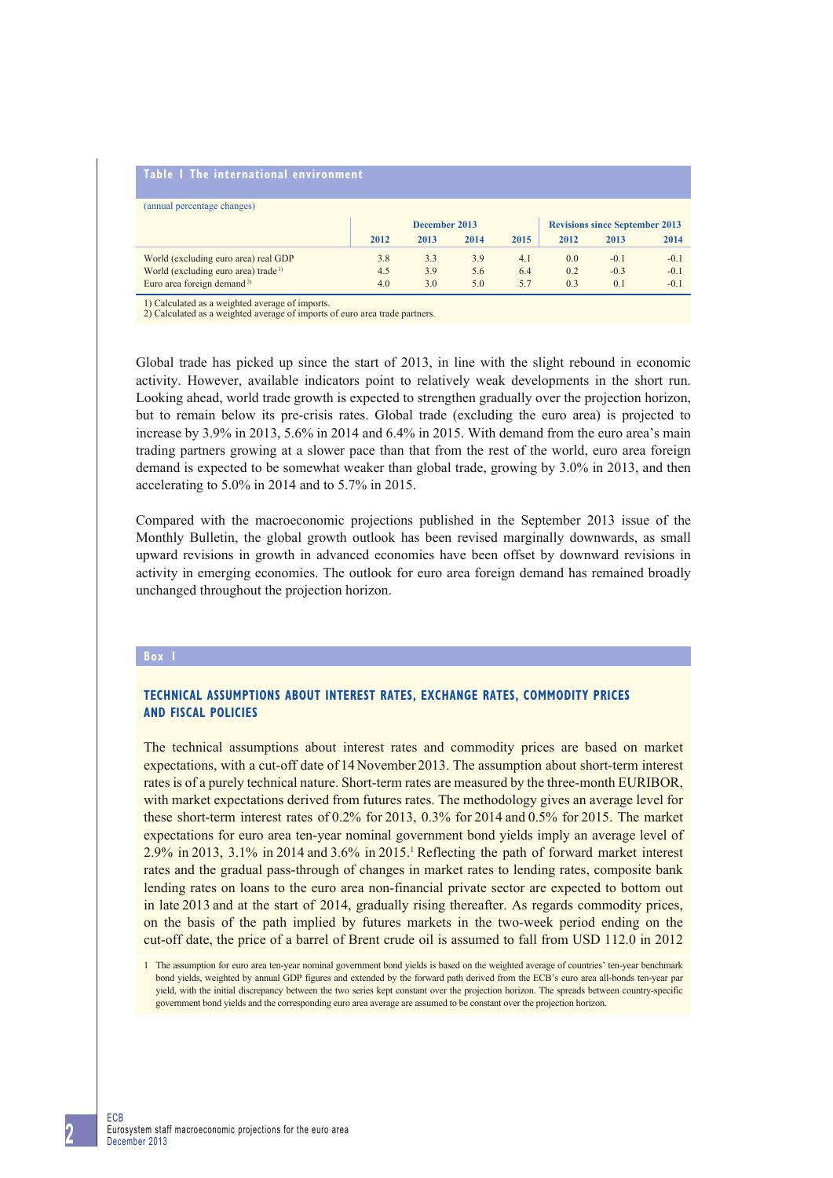**Table 1 The international environment**

(annual percentage changes)

| | December 2013 | | | | Revisions since September 2013 | | |
|---|---|---|---|---|---|---|---|
| | 2012 | 2013 | 2014 | 2015 | 2012 | 2013 | 2014 |
| World (excluding euro area) real GDP | 3.8 | 3.3 | 3.9 | 4.1 | 0.0 | -0.1 | -0.1 |
| World (excluding euro area) trade [1)] | 4.5 | 3.9 | 5.6 | 6.4 | 0.2 | -0.3 | -0.1 |
| Euro area foreign demand [2)] | 4.0 | 3.0 | 5.0 | 5.7 | 0.3 | 0.1 | -0.1 |

1) Calculated as a weighted average of imports.
2) Calculated as a weighted average of imports of euro area trade partners.

Global trade has picked up since the start of 2013, in line with the slight rebound in economic activity. However, available indicators point to relatively weak developments in the short run. Looking ahead, world trade growth is expected to strengthen gradually over the projection horizon, but to remain below its pre-crisis rates. Global trade (excluding the euro area) is projected to increase by 3.9% in 2013, 5.6% in 2014 and 6.4% in 2015. With demand from the euro area's main trading partners growing at a slower pace than that from the rest of the world, euro area foreign demand is expected to be somewhat weaker than global trade, growing by 3.0% in 2013, and then accelerating to 5.0% in 2014 and to 5.7% in 2015.

Compared with the macroeconomic projections published in the September 2013 issue of the Monthly Bulletin, the global growth outlook has been revised marginally downwards, as small upward revisions in growth in advanced economies have been offset by downward revisions in activity in emerging economies. The outlook for euro area foreign demand has remained broadly unchanged throughout the projection horizon.

**Box 1**

## TECHNICAL ASSUMPTIONS ABOUT INTEREST RATES, EXCHANGE RATES, COMMODITY PRICES AND FISCAL POLICIES

The technical assumptions about interest rates and commodity prices are based on market expectations, with a cut-off date of 14 November 2013. The assumption about short-term interest rates is of a purely technical nature. Short-term rates are measured by the three-month EURIBOR, with market expectations derived from futures rates. The methodology gives an average level for these short-term interest rates of 0.2% for 2013, 0.3% for 2014 and 0.5% for 2015. The market expectations for euro area ten-year nominal government bond yields imply an average level of 2.9% in 2013, 3.1% in 2014 and 3.6% in 2015.[1] Reflecting the path of forward market interest rates and the gradual pass-through of changes in market rates to lending rates, composite bank lending rates on loans to the euro area non-financial private sector are expected to bottom out in late 2013 and at the start of 2014, gradually rising thereafter. As regards commodity prices, on the basis of the path implied by futures markets in the two-week period ending on the cut-off date, the price of a barrel of Brent crude oil is assumed to fall from USD 112.0 in 2012

1 The assumption for euro area ten-year nominal government bond yields is based on the weighted average of countries' ten-year benchmark bond yields, weighted by annual GDP figures and extended by the forward path derived from the ECB's euro area all-bonds ten-year par yield, with the initial discrepancy between the two series kept constant over the projection horizon. The spreads between country-specific government bond yields and the corresponding euro area average are assumed to be constant over the projection horizon.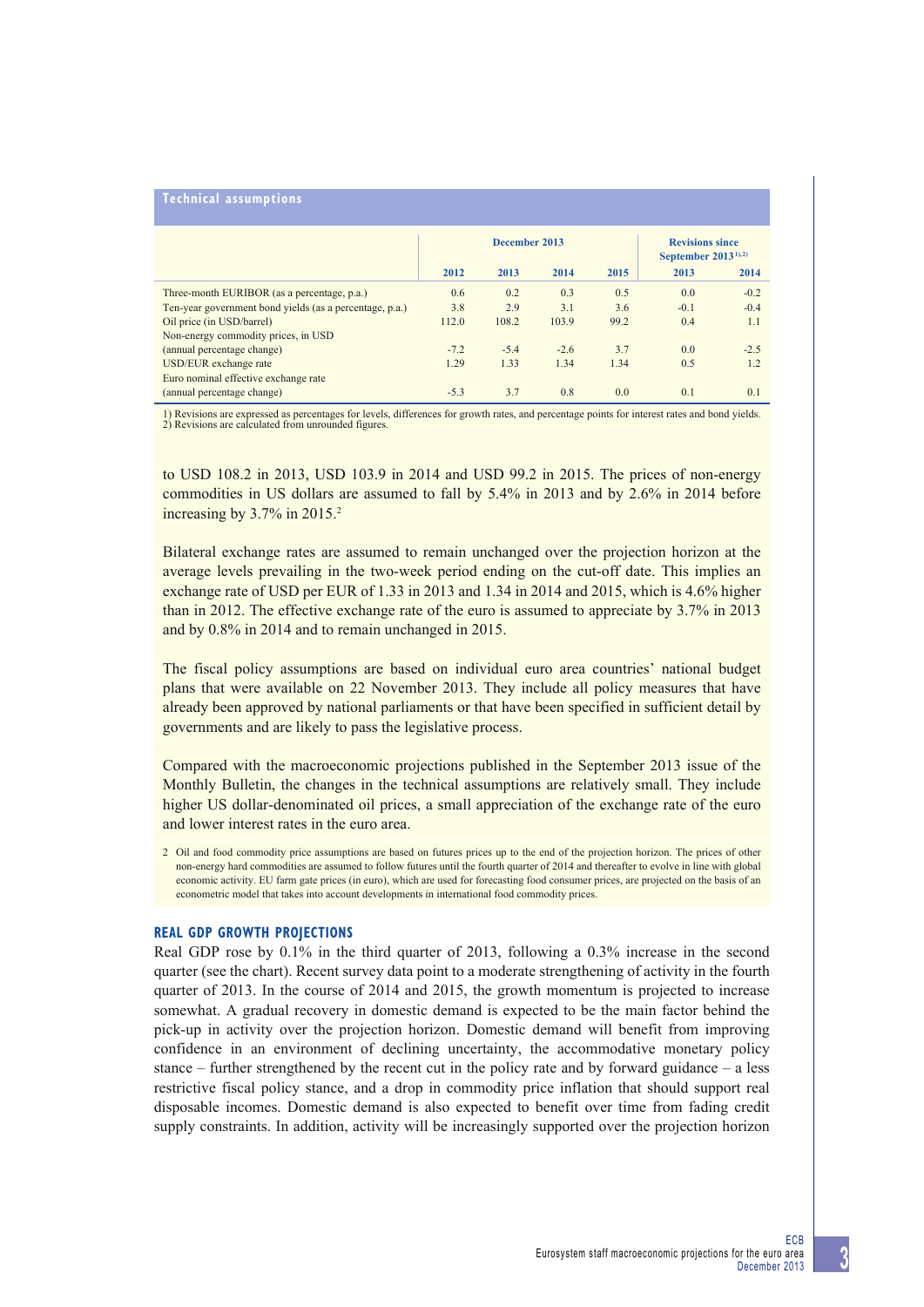**Technical assumptions**

| | December 2013 | | | | Revisions since September 2013[1),2)] | |
|---|---|---|---|---|---|---|
| | 2012 | 2013 | 2014 | 2015 | 2013 | 2014 |
| Three-month EURIBOR (as a percentage, p.a.) | 0.6 | 0.2 | 0.3 | 0.5 | 0.0 | -0.2 |
| Ten-year government bond yields (as a percentage, p.a.) | 3.8 | 2.9 | 3.1 | 3.6 | -0.1 | -0.4 |
| Oil price (in USD/barrel) | 112.0 | 108.2 | 103.9 | 99.2 | 0.4 | 1.1 |
| Non-energy commodity prices, in USD (annual percentage change) | -7.2 | -5.4 | -2.6 | 3.7 | 0.0 | -2.5 |
| USD/EUR exchange rate | 1.29 | 1.33 | 1.34 | 1.34 | 0.5 | 1.2 |
| Euro nominal effective exchange rate (annual percentage change) | -5.3 | 3.7 | 0.8 | 0.0 | 0.1 | 0.1 |

1) Revisions are expressed as percentages for levels, differences for growth rates, and percentage points for interest rates and bond yields.
2) Revisions are calculated from unrounded figures.

to USD 108.2 in 2013, USD 103.9 in 2014 and USD 99.2 in 2015. The prices of non-energy commodities in US dollars are assumed to fall by 5.4% in 2013 and by 2.6% in 2014 before increasing by 3.7% in 2015.[2]

Bilateral exchange rates are assumed to remain unchanged over the projection horizon at the average levels prevailing in the two-week period ending on the cut-off date. This implies an exchange rate of USD per EUR of 1.33 in 2013 and 1.34 in 2014 and 2015, which is 4.6% higher than in 2012. The effective exchange rate of the euro is assumed to appreciate by 3.7% in 2013 and by 0.8% in 2014 and to remain unchanged in 2015.

The fiscal policy assumptions are based on individual euro area countries' national budget plans that were available on 22 November 2013. They include all policy measures that have already been approved by national parliaments or that have been specified in sufficient detail by governments and are likely to pass the legislative process.

Compared with the macroeconomic projections published in the September 2013 issue of the Monthly Bulletin, the changes in the technical assumptions are relatively small. They include higher US dollar-denominated oil prices, a small appreciation of the exchange rate of the euro and lower interest rates in the euro area.

2 Oil and food commodity price assumptions are based on futures prices up to the end of the projection horizon. The prices of other non-energy hard commodities are assumed to follow futures until the fourth quarter of 2014 and thereafter to evolve in line with global economic activity. EU farm gate prices (in euro), which are used for forecasting food consumer prices, are projected on the basis of an econometric model that takes into account developments in international food commodity prices.

## REAL GDP GROWTH PROJECTIONS

Real GDP rose by 0.1% in the third quarter of 2013, following a 0.3% increase in the second quarter (see the chart). Recent survey data point to a moderate strengthening of activity in the fourth quarter of 2013. In the course of 2014 and 2015, the growth momentum is projected to increase somewhat. A gradual recovery in domestic demand is expected to be the main factor behind the pick-up in activity over the projection horizon. Domestic demand will benefit from improving confidence in an environment of declining uncertainty, the accommodative monetary policy stance – further strengthened by the recent cut in the policy rate and by forward guidance – a less restrictive fiscal policy stance, and a drop in commodity price inflation that should support real disposable incomes. Domestic demand is also expected to benefit over time from fading credit supply constraints. In addition, activity will be increasingly supported over the projection horizon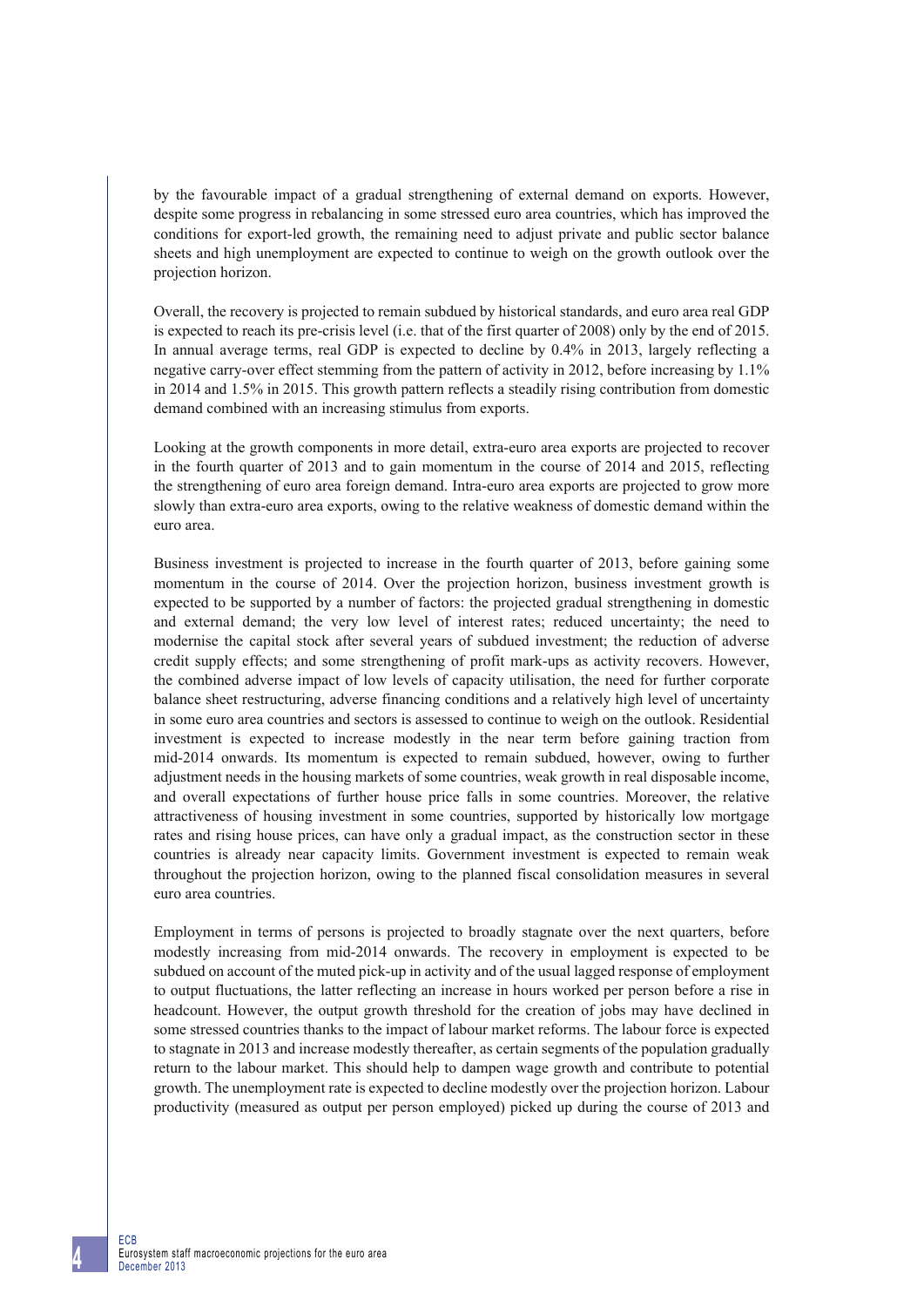by the favourable impact of a gradual strengthening of external demand on exports. However, despite some progress in rebalancing in some stressed euro area countries, which has improved the conditions for export-led growth, the remaining need to adjust private and public sector balance sheets and high unemployment are expected to continue to weigh on the growth outlook over the projection horizon.

Overall, the recovery is projected to remain subdued by historical standards, and euro area real GDP is expected to reach its pre-crisis level (i.e. that of the first quarter of 2008) only by the end of 2015. In annual average terms, real GDP is expected to decline by 0.4% in 2013, largely reflecting a negative carry-over effect stemming from the pattern of activity in 2012, before increasing by 1.1% in 2014 and 1.5% in 2015. This growth pattern reflects a steadily rising contribution from domestic demand combined with an increasing stimulus from exports.

Looking at the growth components in more detail, extra-euro area exports are projected to recover in the fourth quarter of 2013 and to gain momentum in the course of 2014 and 2015, reflecting the strengthening of euro area foreign demand. Intra-euro area exports are projected to grow more slowly than extra-euro area exports, owing to the relative weakness of domestic demand within the euro area.

Business investment is projected to increase in the fourth quarter of 2013, before gaining some momentum in the course of 2014. Over the projection horizon, business investment growth is expected to be supported by a number of factors: the projected gradual strengthening in domestic and external demand; the very low level of interest rates; reduced uncertainty; the need to modernise the capital stock after several years of subdued investment; the reduction of adverse credit supply effects; and some strengthening of profit mark-ups as activity recovers. However, the combined adverse impact of low levels of capacity utilisation, the need for further corporate balance sheet restructuring, adverse financing conditions and a relatively high level of uncertainty in some euro area countries and sectors is assessed to continue to weigh on the outlook. Residential investment is expected to increase modestly in the near term before gaining traction from mid-2014 onwards. Its momentum is expected to remain subdued, however, owing to further adjustment needs in the housing markets of some countries, weak growth in real disposable income, and overall expectations of further house price falls in some countries. Moreover, the relative attractiveness of housing investment in some countries, supported by historically low mortgage rates and rising house prices, can have only a gradual impact, as the construction sector in these countries is already near capacity limits. Government investment is expected to remain weak throughout the projection horizon, owing to the planned fiscal consolidation measures in several euro area countries.

Employment in terms of persons is projected to broadly stagnate over the next quarters, before modestly increasing from mid-2014 onwards. The recovery in employment is expected to be subdued on account of the muted pick-up in activity and of the usual lagged response of employment to output fluctuations, the latter reflecting an increase in hours worked per person before a rise in headcount. However, the output growth threshold for the creation of jobs may have declined in some stressed countries thanks to the impact of labour market reforms. The labour force is expected to stagnate in 2013 and increase modestly thereafter, as certain segments of the population gradually return to the labour market. This should help to dampen wage growth and contribute to potential growth. The unemployment rate is expected to decline modestly over the projection horizon. Labour productivity (measured as output per person employed) picked up during the course of 2013 and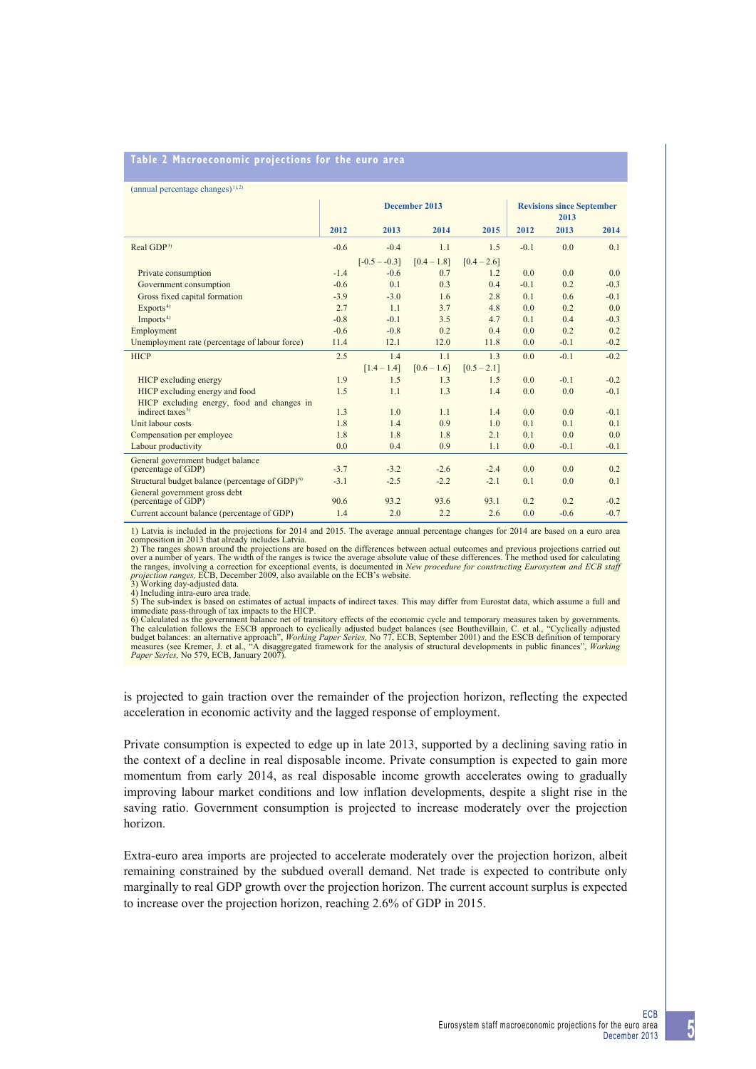**Table 2 Macroeconomic projections for the euro area**

(annual percentage changes)[1),2)]

| | December 2013 | | | | Revisions since September 2013 | | |
|---|---|---|---|---|---|---|---|
| | 2012 | 2013 | 2014 | 2015 | 2012 | 2013 | 2014 |
| Real GDP[3)] | -0.6 | -0.4 | 1.1 | 1.5 | -0.1 | 0.0 | 0.1 |
| | | [-0.5 – -0.3] | [0.4 – 1.8] | [0.4 – 2.6] | | | |
| Private consumption | -1.4 | -0.6 | 0.7 | 1.2 | 0.0 | 0.0 | 0.0 |
| Government consumption | -0.6 | 0.1 | 0.3 | 0.4 | -0.1 | 0.2 | -0.3 |
| Gross fixed capital formation | -3.9 | -3.0 | 1.6 | 2.8 | 0.1 | 0.6 | -0.1 |
| Exports[4)] | 2.7 | 1.1 | 3.7 | 4.8 | 0.0 | 0.2 | 0.0 |
| Imports[4)] | -0.8 | -0.1 | 3.5 | 4.7 | 0.1 | 0.4 | -0.3 |
| Employment | -0.6 | -0.8 | 0.2 | 0.4 | 0.0 | 0.2 | 0.2 |
| Unemployment rate (percentage of labour force) | 11.4 | 12.1 | 12.0 | 11.8 | 0.0 | -0.1 | -0.2 |
| HICP | 2.5 | 1.4 | 1.1 | 1.3 | 0.0 | -0.1 | -0.2 |
| | | [1.4 – 1.4] | [0.6 – 1.6] | [0.5 – 2.1] | | | |
| HICP excluding energy | 1.9 | 1.5 | 1.3 | 1.5 | 0.0 | -0.1 | -0.2 |
| HICP excluding energy and food | 1.5 | 1.1 | 1.3 | 1.4 | 0.0 | 0.0 | -0.1 |
| HICP excluding energy, food and changes in indirect taxes[5)] | 1.3 | 1.0 | 1.1 | 1.4 | 0.0 | 0.0 | -0.1 |
| Unit labour costs | 1.8 | 1.4 | 0.9 | 1.0 | 0.1 | 0.1 | 0.1 |
| Compensation per employee | 1.8 | 1.8 | 1.8 | 2.1 | 0.1 | 0.0 | 0.0 |
| Labour productivity | 0.0 | 0.4 | 0.9 | 1.1 | 0.0 | -0.1 | -0.1 |
| General government budget balance (percentage of GDP) | -3.7 | -3.2 | -2.6 | -2.4 | 0.0 | 0.0 | 0.2 |
| Structural budget balance (percentage of GDP)[6)] | -3.1 | -2.5 | -2.2 | -2.1 | 0.1 | 0.0 | 0.1 |
| General government gross debt (percentage of GDP) | 90.6 | 93.2 | 93.6 | 93.1 | 0.2 | 0.2 | -0.2 |
| Current account balance (percentage of GDP) | 1.4 | 2.0 | 2.2 | 2.6 | 0.0 | -0.6 | -0.7 |

1) Latvia is included in the projections for 2014 and 2015. The average annual percentage changes for 2014 are based on a euro area composition in 2013 that already includes Latvia.
2) The ranges shown around the projections are based on the differences between actual outcomes and previous projections carried out over a number of years. The width of the ranges is twice the average absolute value of these differences. The method used for calculating the ranges, involving a correction for exceptional events, is documented in *New procedure for constructing Eurosystem and ECB staff projection ranges,* ECB, December 2009, also available on the ECB's website.
3) Working day-adjusted data.
4) Including intra-euro area trade.
5) The sub-index is based on estimates of actual impacts of indirect taxes. This may differ from Eurostat data, which assume a full and immediate pass-through of tax impacts to the HICP.
6) Calculated as the government balance net of transitory effects of the economic cycle and temporary measures taken by governments. The calculation follows the ESCB approach to cyclically adjusted budget balances (see Bouthevillain, C. et al., "Cyclically adjusted budget balances: an alternative approach", *Working Paper Series,* No 77, ECB, September 2001) and the ESCB definition of temporary measures (see Kremer, J. et al., "A disaggregated framework for the analysis of structural developments in public finances", *Working Paper Series,* No 579, ECB, January 2007).

is projected to gain traction over the remainder of the projection horizon, reflecting the expected acceleration in economic activity and the lagged response of employment.

Private consumption is expected to edge up in late 2013, supported by a declining saving ratio in the context of a decline in real disposable income. Private consumption is expected to gain more momentum from early 2014, as real disposable income growth accelerates owing to gradually improving labour market conditions and low inflation developments, despite a slight rise in the saving ratio. Government consumption is projected to increase moderately over the projection horizon.

Extra-euro area imports are projected to accelerate moderately over the projection horizon, albeit remaining constrained by the subdued overall demand. Net trade is expected to contribute only marginally to real GDP growth over the projection horizon. The current account surplus is expected to increase over the projection horizon, reaching 2.6% of GDP in 2015.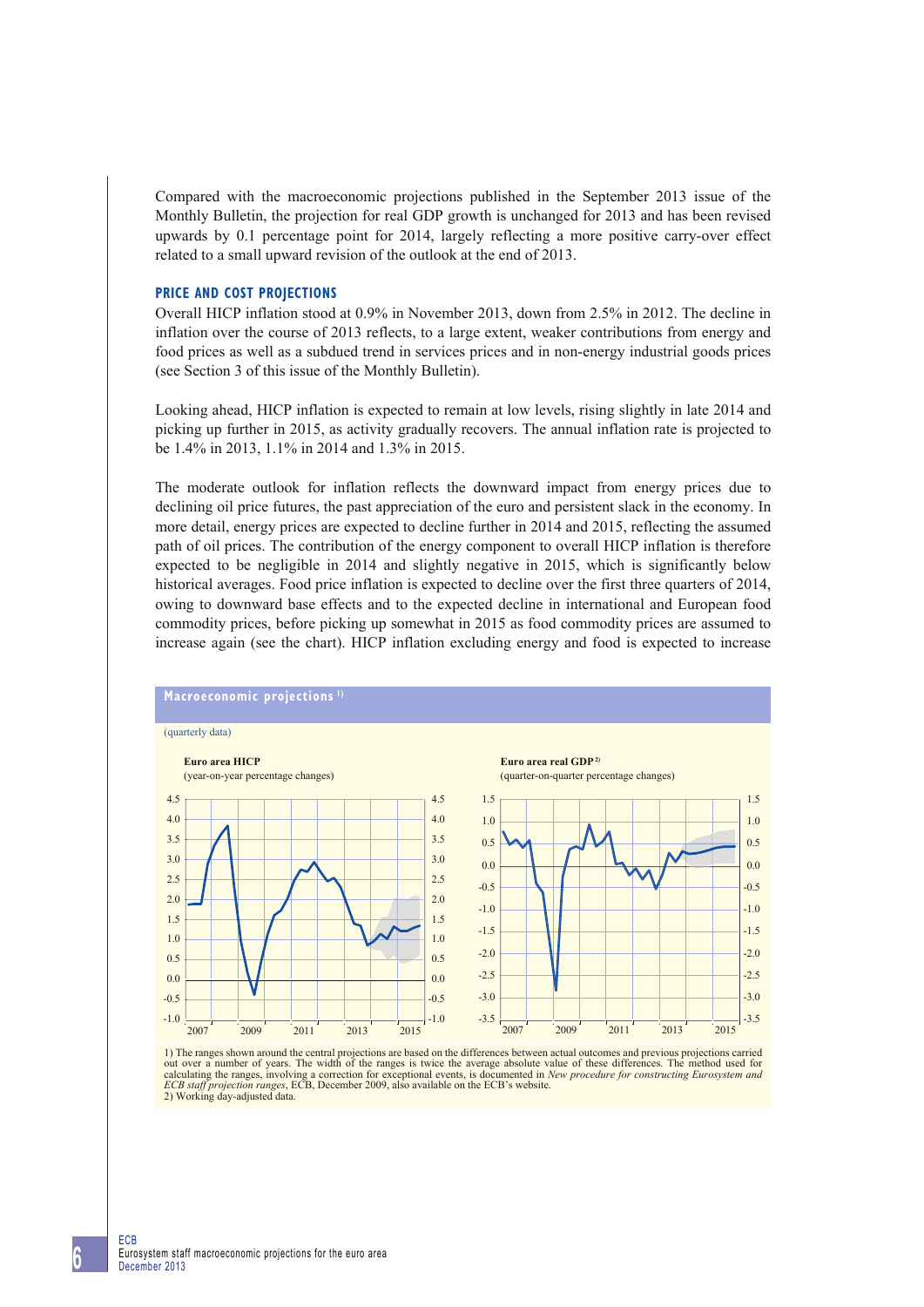Compared with the macroeconomic projections published in the September 2013 issue of the Monthly Bulletin, the projection for real GDP growth is unchanged for 2013 and has been revised upwards by 0.1 percentage point for 2014, largely reflecting a more positive carry-over effect related to a small upward revision of the outlook at the end of 2013.

### PRICE AND COST PROJECTIONS

Overall HICP inflation stood at 0.9% in November 2013, down from 2.5% in 2012. The decline in inflation over the course of 2013 reflects, to a large extent, weaker contributions from energy and food prices as well as a subdued trend in services prices and in non-energy industrial goods prices (see Section 3 of this issue of the Monthly Bulletin).

Looking ahead, HICP inflation is expected to remain at low levels, rising slightly in late 2014 and picking up further in 2015, as activity gradually recovers. The annual inflation rate is projected to be 1.4% in 2013, 1.1% in 2014 and 1.3% in 2015.

The moderate outlook for inflation reflects the downward impact from energy prices due to declining oil price futures, the past appreciation of the euro and persistent slack in the economy. In more detail, energy prices are expected to decline further in 2014 and 2015, reflecting the assumed path of oil prices. The contribution of the energy component to overall HICP inflation is therefore expected to be negligible in 2014 and slightly negative in 2015, which is significantly below historical averages. Food price inflation is expected to decline over the first three quarters of 2014, owing to downward base effects and to the expected decline in international and European food commodity prices, before picking up somewhat in 2015 as food commodity prices are assumed to increase again (see the chart). HICP inflation excluding energy and food is expected to increase

**Macroeconomic projections** [1]

(quarterly data)

**Euro area HICP**
(year-on-year percentage changes)

**Euro area real GDP** [2]
(quarter-on-quarter percentage changes)

1) The ranges shown around the central projections are based on the differences between actual outcomes and previous projections carried out over a number of years. The width of the ranges is twice the average absolute value of these differences. The method used for calculating the ranges, involving a correction for exceptional events, is documented in *New procedure for constructing Eurosystem and ECB staff projection ranges*, ECB, December 2009, also available on the ECB's website.
2) Working day-adjusted data.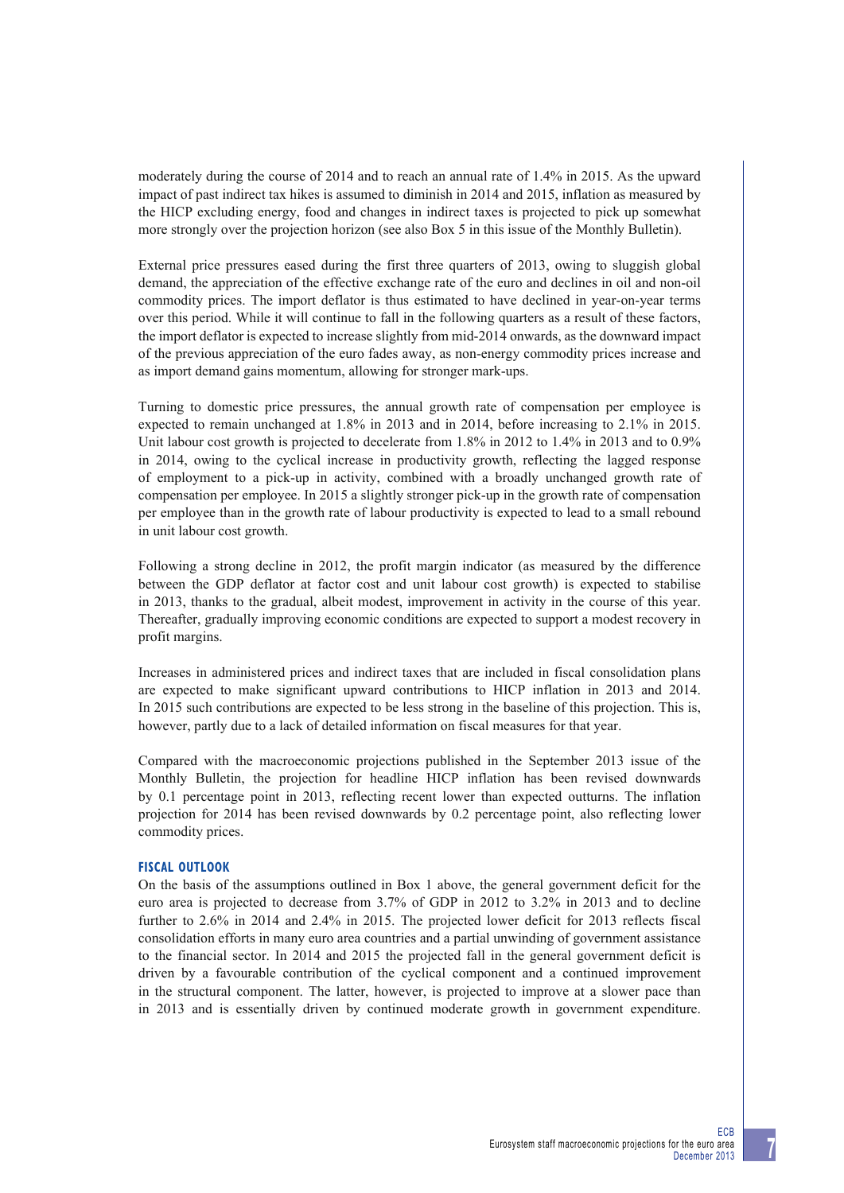moderately during the course of 2014 and to reach an annual rate of 1.4% in 2015. As the upward impact of past indirect tax hikes is assumed to diminish in 2014 and 2015, inflation as measured by the HICP excluding energy, food and changes in indirect taxes is projected to pick up somewhat more strongly over the projection horizon (see also Box 5 in this issue of the Monthly Bulletin).

External price pressures eased during the first three quarters of 2013, owing to sluggish global demand, the appreciation of the effective exchange rate of the euro and declines in oil and non-oil commodity prices. The import deflator is thus estimated to have declined in year-on-year terms over this period. While it will continue to fall in the following quarters as a result of these factors, the import deflator is expected to increase slightly from mid-2014 onwards, as the downward impact of the previous appreciation of the euro fades away, as non-energy commodity prices increase and as import demand gains momentum, allowing for stronger mark-ups.

Turning to domestic price pressures, the annual growth rate of compensation per employee is expected to remain unchanged at 1.8% in 2013 and in 2014, before increasing to 2.1% in 2015. Unit labour cost growth is projected to decelerate from 1.8% in 2012 to 1.4% in 2013 and to 0.9% in 2014, owing to the cyclical increase in productivity growth, reflecting the lagged response of employment to a pick-up in activity, combined with a broadly unchanged growth rate of compensation per employee. In 2015 a slightly stronger pick-up in the growth rate of compensation per employee than in the growth rate of labour productivity is expected to lead to a small rebound in unit labour cost growth.

Following a strong decline in 2012, the profit margin indicator (as measured by the difference between the GDP deflator at factor cost and unit labour cost growth) is expected to stabilise in 2013, thanks to the gradual, albeit modest, improvement in activity in the course of this year. Thereafter, gradually improving economic conditions are expected to support a modest recovery in profit margins.

Increases in administered prices and indirect taxes that are included in fiscal consolidation plans are expected to make significant upward contributions to HICP inflation in 2013 and 2014. In 2015 such contributions are expected to be less strong in the baseline of this projection. This is, however, partly due to a lack of detailed information on fiscal measures for that year.

Compared with the macroeconomic projections published in the September 2013 issue of the Monthly Bulletin, the projection for headline HICP inflation has been revised downwards by 0.1 percentage point in 2013, reflecting recent lower than expected outturns. The inflation projection for 2014 has been revised downwards by 0.2 percentage point, also reflecting lower commodity prices.

#### FISCAL OUTLOOK

On the basis of the assumptions outlined in Box 1 above, the general government deficit for the euro area is projected to decrease from 3.7% of GDP in 2012 to 3.2% in 2013 and to decline further to 2.6% in 2014 and 2.4% in 2015. The projected lower deficit for 2013 reflects fiscal consolidation efforts in many euro area countries and a partial unwinding of government assistance to the financial sector. In 2014 and 2015 the projected fall in the general government deficit is driven by a favourable contribution of the cyclical component and a continued improvement in the structural component. The latter, however, is projected to improve at a slower pace than in 2013 and is essentially driven by continued moderate growth in government expenditure.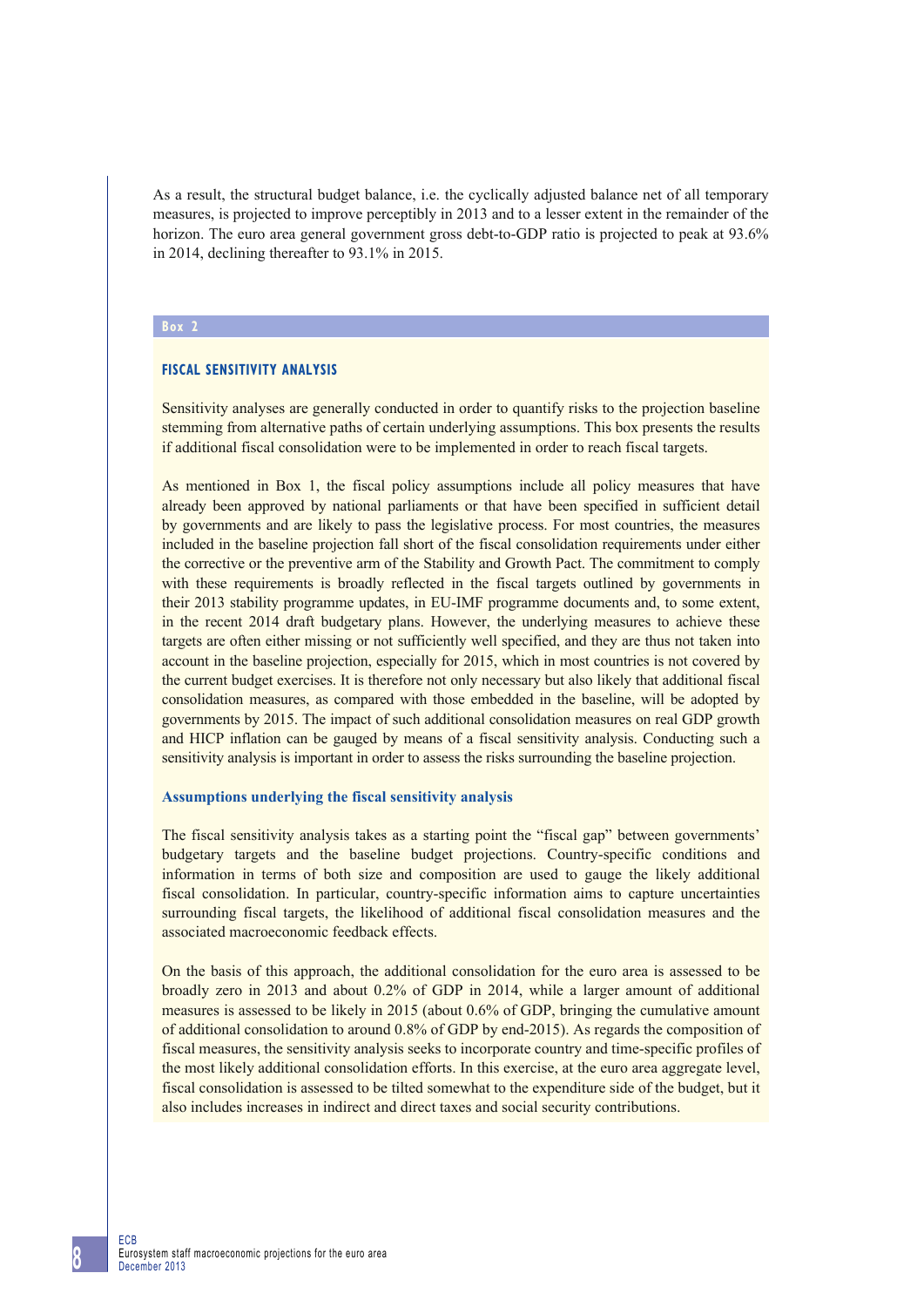As a result, the structural budget balance, i.e. the cyclically adjusted balance net of all temporary measures, is projected to improve perceptibly in 2013 and to a lesser extent in the remainder of the horizon. The euro area general government gross debt-to-GDP ratio is projected to peak at 93.6% in 2014, declining thereafter to 93.1% in 2015.

**Box 2**

## FISCAL SENSITIVITY ANALYSIS

Sensitivity analyses are generally conducted in order to quantify risks to the projection baseline stemming from alternative paths of certain underlying assumptions. This box presents the results if additional fiscal consolidation were to be implemented in order to reach fiscal targets.

As mentioned in Box 1, the fiscal policy assumptions include all policy measures that have already been approved by national parliaments or that have been specified in sufficient detail by governments and are likely to pass the legislative process. For most countries, the measures included in the baseline projection fall short of the fiscal consolidation requirements under either the corrective or the preventive arm of the Stability and Growth Pact. The commitment to comply with these requirements is broadly reflected in the fiscal targets outlined by governments in their 2013 stability programme updates, in EU-IMF programme documents and, to some extent, in the recent 2014 draft budgetary plans. However, the underlying measures to achieve these targets are often either missing or not sufficiently well specified, and they are thus not taken into account in the baseline projection, especially for 2015, which in most countries is not covered by the current budget exercises. It is therefore not only necessary but also likely that additional fiscal consolidation measures, as compared with those embedded in the baseline, will be adopted by governments by 2015. The impact of such additional consolidation measures on real GDP growth and HICP inflation can be gauged by means of a fiscal sensitivity analysis. Conducting such a sensitivity analysis is important in order to assess the risks surrounding the baseline projection.

### Assumptions underlying the fiscal sensitivity analysis

The fiscal sensitivity analysis takes as a starting point the "fiscal gap" between governments' budgetary targets and the baseline budget projections. Country-specific conditions and information in terms of both size and composition are used to gauge the likely additional fiscal consolidation. In particular, country-specific information aims to capture uncertainties surrounding fiscal targets, the likelihood of additional fiscal consolidation measures and the associated macroeconomic feedback effects.

On the basis of this approach, the additional consolidation for the euro area is assessed to be broadly zero in 2013 and about 0.2% of GDP in 2014, while a larger amount of additional measures is assessed to be likely in 2015 (about 0.6% of GDP, bringing the cumulative amount of additional consolidation to around 0.8% of GDP by end-2015). As regards the composition of fiscal measures, the sensitivity analysis seeks to incorporate country and time-specific profiles of the most likely additional consolidation efforts. In this exercise, at the euro area aggregate level, fiscal consolidation is assessed to be tilted somewhat to the expenditure side of the budget, but it also includes increases in indirect and direct taxes and social security contributions.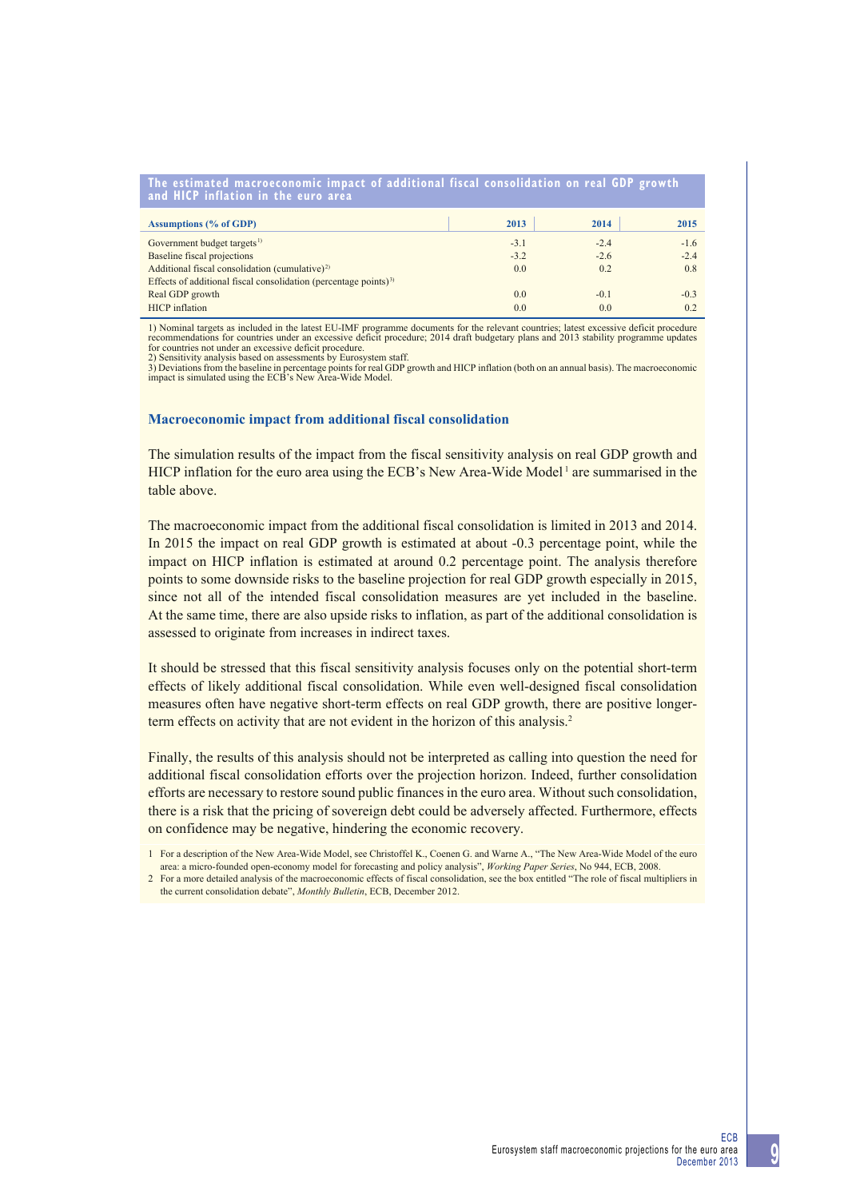### The estimated macroeconomic impact of additional fiscal consolidation on real GDP growth and HICP inflation in the euro area

| Assumptions (% of GDP) | 2013 | 2014 | 2015 |
|---|---|---|---|
| Government budget targets[1)] | -3.1 | -2.4 | -1.6 |
| Baseline fiscal projections | -3.2 | -2.6 | -2.4 |
| Additional fiscal consolidation (cumulative)[2)] | 0.0 | 0.2 | 0.8 |
| Effects of additional fiscal consolidation (percentage points)[3)] | | | |
| Real GDP growth | 0.0 | -0.1 | -0.3 |
| HICP inflation | 0.0 | 0.0 | 0.2 |

1) Nominal targets as included in the latest EU-IMF programme documents for the relevant countries; latest excessive deficit procedure recommendations for countries under an excessive deficit procedure; 2014 draft budgetary plans and 2013 stability programme updates for countries not under an excessive deficit procedure.
2) Sensitivity analysis based on assessments by Eurosystem staff.
3) Deviations from the baseline in percentage points for real GDP growth and HICP inflation (both on an annual basis). The macroeconomic impact is simulated using the ECB's New Area-Wide Model.

#### Macroeconomic impact from additional fiscal consolidation

The simulation results of the impact from the fiscal sensitivity analysis on real GDP growth and HICP inflation for the euro area using the ECB's New Area-Wide Model[1] are summarised in the table above.

The macroeconomic impact from the additional fiscal consolidation is limited in 2013 and 2014. In 2015 the impact on real GDP growth is estimated at about -0.3 percentage point, while the impact on HICP inflation is estimated at around 0.2 percentage point. The analysis therefore points to some downside risks to the baseline projection for real GDP growth especially in 2015, since not all of the intended fiscal consolidation measures are yet included in the baseline. At the same time, there are also upside risks to inflation, as part of the additional consolidation is assessed to originate from increases in indirect taxes.

It should be stressed that this fiscal sensitivity analysis focuses only on the potential short-term effects of likely additional fiscal consolidation. While even well-designed fiscal consolidation measures often have negative short-term effects on real GDP growth, there are positive longer-term effects on activity that are not evident in the horizon of this analysis.[2]

Finally, the results of this analysis should not be interpreted as calling into question the need for additional fiscal consolidation efforts over the projection horizon. Indeed, further consolidation efforts are necessary to restore sound public finances in the euro area. Without such consolidation, there is a risk that the pricing of sovereign debt could be adversely affected. Furthermore, effects on confidence may be negative, hindering the economic recovery.

1 For a description of the New Area-Wide Model, see Christoffel K., Coenen G. and Warne A., "The New Area-Wide Model of the euro area: a micro-founded open-economy model for forecasting and policy analysis", *Working Paper Series*, No 944, ECB, 2008.
2 For a more detailed analysis of the macroeconomic effects of fiscal consolidation, see the box entitled "The role of fiscal multipliers in the current consolidation debate", *Monthly Bulletin*, ECB, December 2012.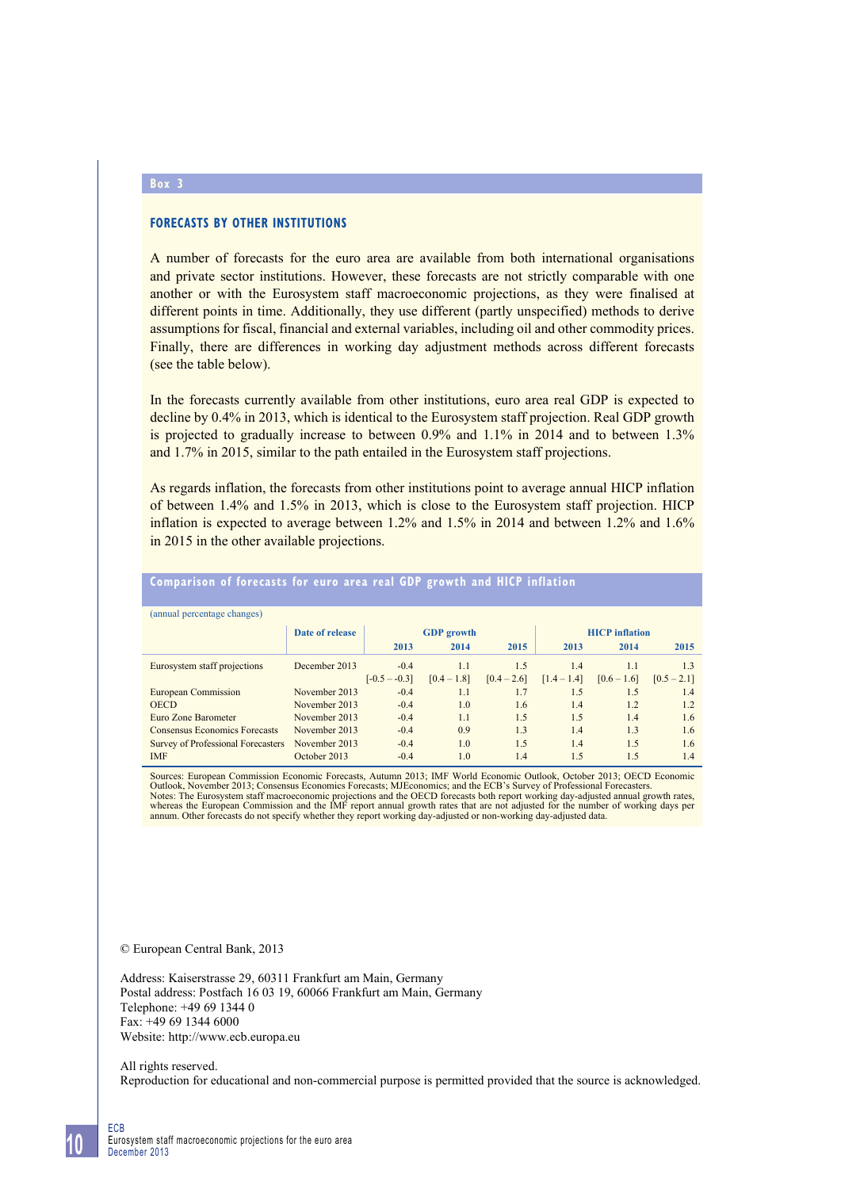## Box 3

### FORECASTS BY OTHER INSTITUTIONS

A number of forecasts for the euro area are available from both international organisations and private sector institutions. However, these forecasts are not strictly comparable with one another or with the Eurosystem staff macroeconomic projections, as they were finalised at different points in time. Additionally, they use different (partly unspecified) methods to derive assumptions for fiscal, financial and external variables, including oil and other commodity prices. Finally, there are differences in working day adjustment methods across different forecasts (see the table below).

In the forecasts currently available from other institutions, euro area real GDP is expected to decline by 0.4% in 2013, which is identical to the Eurosystem staff projection. Real GDP growth is projected to gradually increase to between 0.9% and 1.1% in 2014 and to between 1.3% and 1.7% in 2015, similar to the path entailed in the Eurosystem staff projections.

As regards inflation, the forecasts from other institutions point to average annual HICP inflation of between 1.4% and 1.5% in 2013, which is close to the Eurosystem staff projection. HICP inflation is expected to average between 1.2% and 1.5% in 2014 and between 1.2% and 1.6% in 2015 in the other available projections.

**Comparison of forecasts for euro area real GDP growth and HICP inflation**

(annual percentage changes)

| | Date of release | GDP growth 2013 | GDP growth 2014 | GDP growth 2015 | HICP inflation 2013 | HICP inflation 2014 | HICP inflation 2015 |
|---|---|---|---|---|---|---|---|
| Eurosystem staff projections | December 2013 | -0.4 | 1.1 | 1.5 | 1.4 | 1.1 | 1.3 |
| | | [-0.5 – -0.3] | [0.4 – 1.8] | [0.4 – 2.6] | [1.4 – 1.4] | [0.6 – 1.6] | [0.5 – 2.1] |
| European Commission | November 2013 | -0.4 | 1.1 | 1.7 | 1.5 | 1.5 | 1.4 |
| OECD | November 2013 | -0.4 | 1.0 | 1.6 | 1.4 | 1.2 | 1.2 |
| Euro Zone Barometer | November 2013 | -0.4 | 1.1 | 1.5 | 1.5 | 1.4 | 1.6 |
| Consensus Economics Forecasts | November 2013 | -0.4 | 0.9 | 1.3 | 1.4 | 1.3 | 1.6 |
| Survey of Professional Forecasters | November 2013 | -0.4 | 1.0 | 1.5 | 1.4 | 1.5 | 1.6 |
| IMF | October 2013 | -0.4 | 1.0 | 1.4 | 1.5 | 1.5 | 1.4 |

Sources: European Commission Economic Forecasts, Autumn 2013; IMF World Economic Outlook, October 2013; OECD Economic Outlook, November 2013; Consensus Economics Forecasts; MJEconomics; and the ECB's Survey of Professional Forecasters.
Notes: The Eurosystem staff macroeconomic projections and the OECD forecasts both report working day-adjusted annual growth rates, whereas the European Commission and the IMF report annual growth rates that are not adjusted for the number of working days per annum. Other forecasts do not specify whether they report working day-adjusted or non-working day-adjusted data.

© European Central Bank, 2013

Address: Kaiserstrasse 29, 60311 Frankfurt am Main, Germany
Postal address: Postfach 16 03 19, 60066 Frankfurt am Main, Germany
Telephone: +49 69 1344 0
Fax: +49 69 1344 6000
Website: http://www.ecb.europa.eu

All rights reserved.
Reproduction for educational and non-commercial purpose is permitted provided that the source is acknowledged.